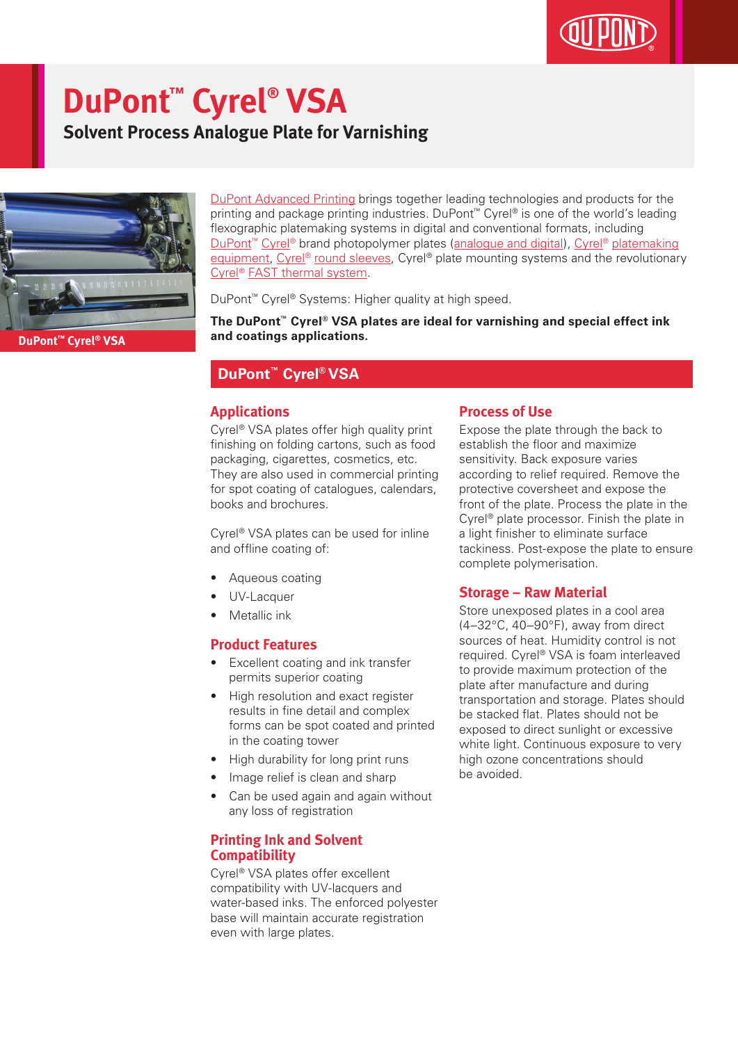# DuPont™ Cyrel® VSA

## Solvent Process Analogue Plate for Varnishing

DuPont™ Cyrel® VSA

DuPont Advanced Printing brings together leading technologies and products for the printing and package printing industries. DuPont™ Cyrel® is one of the world's leading flexographic platemaking systems in digital and conventional formats, including DuPont™ Cyrel® brand photopolymer plates (analogue and digital), Cyrel® platemaking equipment, Cyrel® round sleeves, Cyrel® plate mounting systems and the revolutionary Cyrel® FAST thermal system.

DuPont™ Cyrel® Systems: Higher quality at high speed.

**The DuPont™ Cyrel® VSA plates are ideal for varnishing and special effect ink and coatings applications.**

## DuPont™ Cyrel® VSA

### Applications

Cyrel® VSA plates offer high quality print finishing on folding cartons, such as food packaging, cigarettes, cosmetics, etc. They are also used in commercial printing for spot coating of catalogues, calendars, books and brochures.

Cyrel® VSA plates can be used for inline and offline coating of:

- Aqueous coating
- UV-Lacquer
- Metallic ink

### Product Features

- Excellent coating and ink transfer permits superior coating
- High resolution and exact register results in fine detail and complex forms can be spot coated and printed in the coating tower
- High durability for long print runs
- Image relief is clean and sharp
- Can be used again and again without any loss of registration

### Printing Ink and Solvent Compatibility

Cyrel® VSA plates offer excellent compatibility with UV-lacquers and water-based inks. The enforced polyester base will maintain accurate registration even with large plates.

### Process of Use

Expose the plate through the back to establish the floor and maximize sensitivity. Back exposure varies according to relief required. Remove the protective coversheet and expose the front of the plate. Process the plate in the Cyrel® plate processor. Finish the plate in a light finisher to eliminate surface tackiness. Post-expose the plate to ensure complete polymerisation.

### Storage – Raw Material

Store unexposed plates in a cool area (4–32°C, 40–90°F), away from direct sources of heat. Humidity control is not required. Cyrel® VSA is foam interleaved to provide maximum protection of the plate after manufacture and during transportation and storage. Plates should be stacked flat. Plates should not be exposed to direct sunlight or excessive white light. Continuous exposure to very high ozone concentrations should be avoided.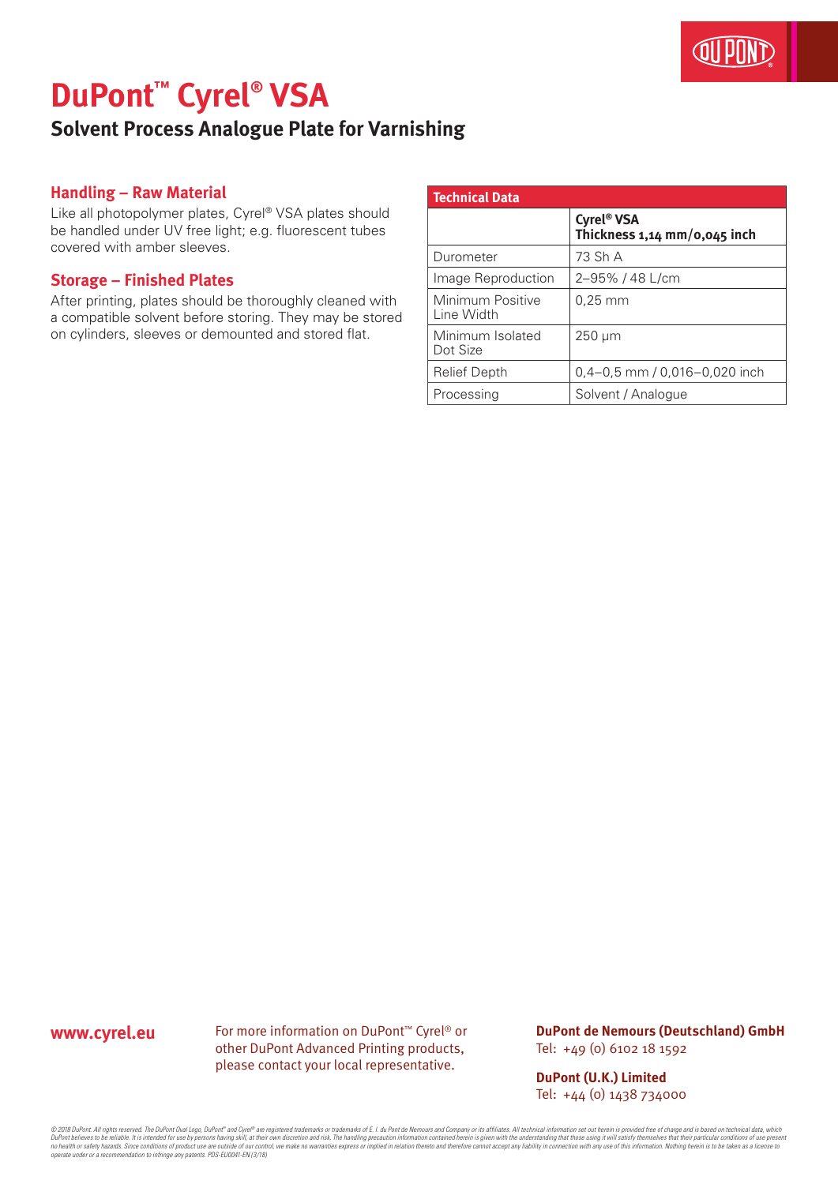# DuPont™ Cyrel® VSA

## Solvent Process Analogue Plate for Varnishing

### Handling – Raw Material

Like all photopolymer plates, Cyrel® VSA plates should be handled under UV free light; e.g. fluorescent tubes covered with amber sleeves.

### Storage – Finished Plates

After printing, plates should be thoroughly cleaned with a compatible solvent before storing. They may be stored on cylinders, sleeves or demounted and stored flat.

| Technical Data | |
|---|---|
| | **Cyrel® VSA Thickness 1,14 mm/0,045 inch** |
| Durometer | 73 Sh A |
| Image Reproduction | 2–95% / 48 L/cm |
| Minimum Positive Line Width | 0,25 mm |
| Minimum Isolated Dot Size | 250 µm |
| Relief Depth | 0,4–0,5 mm / 0,016–0,020 inch |
| Processing | Solvent / Analogue |

**www.cyrel.eu**

For more information on DuPont™ Cyrel® or other DuPont Advanced Printing products, please contact your local representative.

**DuPont de Nemours (Deutschland) GmbH**
Tel: +49 (0) 6102 18 1592

**DuPont (U.K.) Limited**
Tel: +44 (0) 1438 734000

*© 2018 DuPont. All rights reserved. The DuPont Oval Logo, DuPont™ and Cyrel® are registered trademarks or trademarks of E. I. du Pont de Nemours and Company or its affiliates. All technical information set out herein is provided free of charge and is based on technical data, which DuPont believes to be reliable. It is intended for use by persons having skill, at their own discretion and risk. The handling precaution information contained herein is given with the understanding that those using it will satisfy themselves that their particular conditions of use present no health or safety hazards. Since conditions of product use are outside of our control, we make no warranties express or implied in relation thereto and therefore cannot accept any liability in connection with any use of this information. Nothing herein is to be taken as a license to operate under or a recommendation to infringe any patents. PDS-EU0041-EN (3/18)*